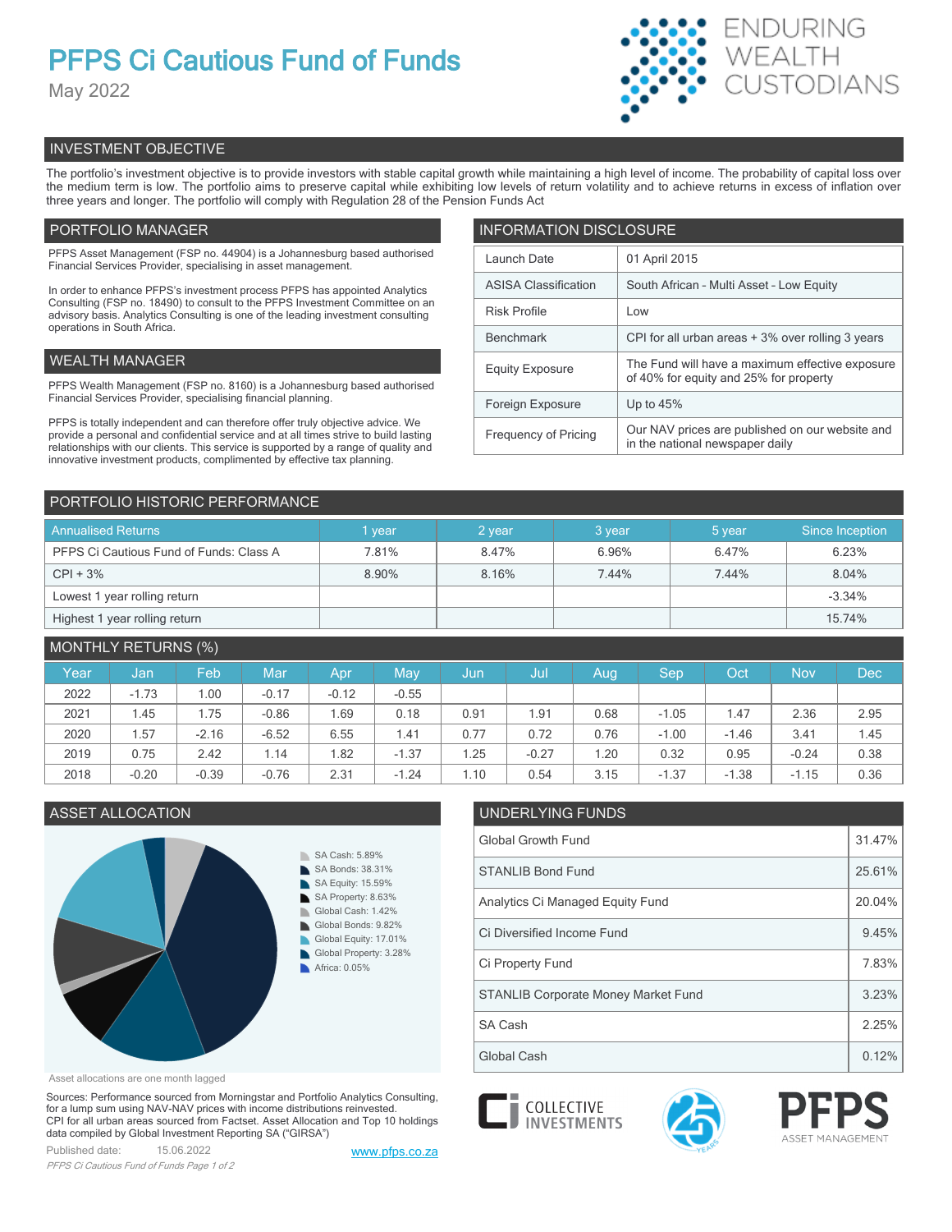# PFPS Ci Cautious Fund of Funds

May 2022

ENDURING WEALTH CUSTODIANS

## INVESTMENT OBJECTIVE

The portfolio's investment objective is to provide investors with stable capital growth while maintaining a high level of income. The probability of capital loss over the medium term is low. The portfolio aims to preserve capital while exhibiting low levels of return volatility and to achieve returns in excess of inflation over three years and longer. The portfolio will comply with Regulation 28 of the Pension Funds Act

## PORTFOLIO MANAGER

PFPS Asset Management (FSP no. 44904) is a Johannesburg based authorised Financial Services Provider, specialising in asset management.

In order to enhance PFPS's investment process PFPS has appointed Analytics Consulting (FSP no. 18490) to consult to the PFPS Investment Committee on an advisory basis. Analytics Consulting is one of the leading investment consulting operations in South Africa.

## WEALTH MANAGER

PFPS Wealth Management (FSP no. 8160) is a Johannesburg based authorised Financial Services Provider, specialising financial planning.

PFPS is totally independent and can therefore offer truly objective advice. We provide a personal and confidential service and at all times strive to build lasting relationships with our clients. This service is supported by a range of quality and innovative investment products, complimented by effective tax planning.

## INFORMATION DISCLOSURE

| | |
|---|---|
| Launch Date | 01 April 2015 |
| ASISA Classification | South African - Multi Asset - Low Equity |
| Risk Profile | Low |
| Benchmark | CPI for all urban areas + 3% over rolling 3 years |
| Equity Exposure | The Fund will have a maximum effective exposure of 40% for equity and 25% for property |
| Foreign Exposure | Up to 45% |
| Frequency of Pricing | Our NAV prices are published on our website and in the national newspaper daily |

## PORTFOLIO HISTORIC PERFORMANCE

| Annualised Returns | 1 year | 2 year | 3 year | 5 year | Since Inception |
|---|---|---|---|---|---|
| PFPS Ci Cautious Fund of Funds: Class A | 7.81% | 8.47% | 6.96% | 6.47% | 6.23% |
| CPI + 3% | 8.90% | 8.16% | 7.44% | 7.44% | 8.04% |
| Lowest 1 year rolling return | | | | | -3.34% |
| Highest 1 year rolling return | | | | | 15.74% |

## MONTHLY RETURNS (%)

| Year | Jan | Feb | Mar | Apr | May | Jun | Jul | Aug | Sep | Oct | Nov | Dec |
|---|---|---|---|---|---|---|---|---|---|---|---|---|
| 2022 | -1.73 | 1.00 | -0.17 | -0.12 | -0.55 | | | | | | | |
| 2021 | 1.45 | 1.75 | -0.86 | 1.69 | 0.18 | 0.91 | 1.91 | 0.68 | -1.05 | 1.47 | 2.36 | 2.95 |
| 2020 | 1.57 | -2.16 | -6.52 | 6.55 | 1.41 | 0.77 | 0.72 | 0.76 | -1.00 | -1.46 | 3.41 | 1.45 |
| 2019 | 0.75 | 2.42 | 1.14 | 1.82 | -1.37 | 1.25 | -0.27 | 1.20 | 0.32 | 0.95 | -0.24 | 0.38 |
| 2018 | -0.20 | -0.39 | -0.76 | 2.31 | -1.24 | 1.10 | 0.54 | 3.15 | -1.37 | -1.38 | -1.15 | 0.36 |

## ASSET ALLOCATION

- SA Cash: 5.89%
- SA Bonds: 38.31%
- SA Equity: 15.59%
- SA Property: 8.63%
- Global Cash: 1.42%
- Global Bonds: 9.82%
- Global Equity: 17.01%
- Global Property: 3.28%
- Africa: 0.05%

Asset allocations are one month lagged

## UNDERLYING FUNDS

| | |
|---|---|
| Global Growth Fund | 31.47% |
| STANLIB Bond Fund | 25.61% |
| Analytics Ci Managed Equity Fund | 20.04% |
| Ci Diversified Income Fund | 9.45% |
| Ci Property Fund | 7.83% |
| STANLIB Corporate Money Market Fund | 3.23% |
| SA Cash | 2.25% |
| Global Cash | 0.12% |

Sources: Performance sourced from Morningstar and Portfolio Analytics Consulting, for a lump sum using NAV-NAV prices with income distributions reinvested.
CPI for all urban areas sourced from Factset. Asset Allocation and Top 10 holdings data compiled by Global Investment Reporting SA ("GIRSA")

Published date: 15.06.2022

www.pfps.co.za

CI COLLECTIVE INVESTMENTS

PFPS ASSET MANAGEMENT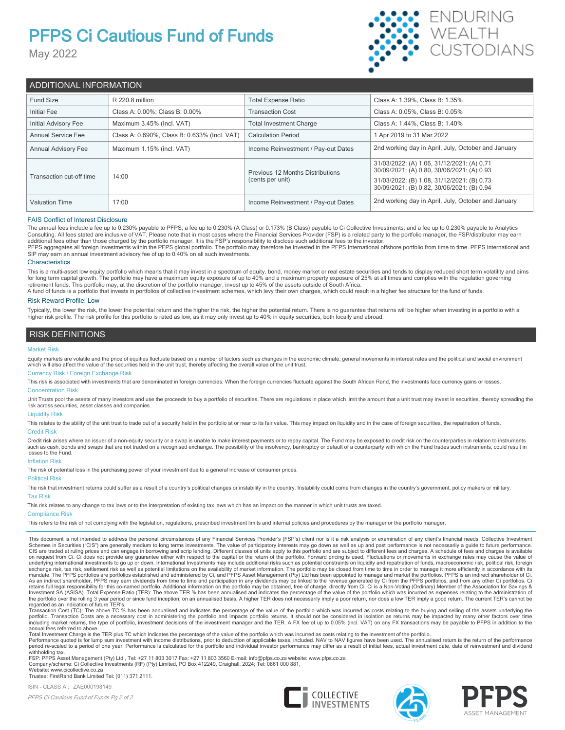# PFPS Ci Cautious Fund of Funds

May 2022

ENDURING WEALTH CUSTODIANS

## ADDITIONAL INFORMATION

| | | | |
|---|---|---|---|
| Fund Size | R 220.8 million | Total Expense Ratio | Class A: 1.39%, Class B: 1.35% |
| Initial Fee | Class A: 0.00%; Class B: 0.00% | Transaction Cost | Class A: 0.05%, Class B: 0.05% |
| Initial Advisory Fee | Maximum 3.45% (Incl. VAT) | Total Investment Charge | Class A: 1.44%, Class B: 1.40% |
| Annual Service Fee | Class A: 0.690%, Class B: 0.633% (Incl. VAT) | Calculation Period | 1 Apr 2019 to 31 Mar 2022 |
| Annual Advisory Fee | Maximum 1.15% (incl. VAT) | Income Reinvestment / Pay-out Dates | 2nd working day in April, July, October and January |
| Transaction cut-off time | 14:00 | Previous 12 Months Distributions (cents per unit) | 31/03/2022: (A) 1.06, 31/12/2021: (A) 0.71 30/09/2021: (A) 0.80, 30/06/2021: (A) 0.93 31/03/2022: (B) 1.08, 31/12/2021: (B) 0.73 30/09/2021: (B) 0.82, 30/06/2021: (B) 0.94 |
| Valuation Time | 17:00 | Income Reinvestment / Pay-out Dates | 2nd working day in April, July, October and January |

### FAIS Conflict of Interest Disclosure

The annual fees include a fee up to 0.230% payable to PFPS; a fee up to 0.230% (A Class) or 0.173% (B Class) payable to Ci Collective Investments; and a fee up to 0.230% payable to Analytics Consulting. All fees stated are inclusive of VAT. Please note that in most cases where the Financial Services Provider (FSP) is a related party to the portfolio manager, the FSP/distributor may earn additional fees other than those charged by the portfolio manager. It is the FSP's responsibility to disclose such additional fees to the investor.
PFPS aggregates all foreign investments within the PFPS global portfolio. The portfolio may therefore be invested in the PFPS International offshore portfolio from time to time. PFPS International and SIP may earn an annual investment advisory fee of up to 0.40% on all such investments.

### Characteristics

This is a multi-asset low equity portfolio which means that it may invest in a spectrum of equity, bond, money market or real estate securities and tends to display reduced short term volatility and aims for long term capital growth. The portfolio may have a maximum equity exposure of up to 40% and a maximum property exposure of 25% at all times and complies with the regulation governing retirement funds. This portfolio may, at the discretion of the portfolio manager, invest up to 45% of the assets outside of South Africa.
A fund of funds is a portfolio that invests in portfolios of collective investment schemes, which levy their own charges, which could result in a higher fee structure for the fund of funds.

### Risk Reward Profile: Low

Typically, the lower the risk, the lower the potential return and the higher the risk, the higher the potential return. There is no guarantee that returns will be higher when investing in a portfolio with a higher risk profile. The risk profile for this portfolio is rated as low, as it may only invest up to 40% in equity securities, both locally and abroad.

## RISK DEFINITIONS

### Market Risk

Equity markets are volatile and the price of equities fluctuate based on a number of factors such as changes in the economic climate, general movements in interest rates and the political and social environment which will also affect the value of the securities held in the unit trust, thereby affecting the overall value of the unit trust.

### Currency Risk / Foreign Exchange Risk

This risk is associated with investments that are denominated in foreign currencies. When the foreign currencies fluctuate against the South African Rand, the investments face currency gains or losses.

### Concentration Risk

Unit Trusts pool the assets of many investors and use the proceeds to buy a portfolio of securities. There are regulations in place which limit the amount that a unit trust may invest in securities, thereby spreading the risk across securities, asset classes and companies.

### Liquidity Risk

This relates to the ability of the unit trust to trade out of a security held in the portfolio at or near to its fair value. This may impact on liquidity and in the case of foreign securities, the repatriation of funds.

### Credit Risk

Credit risk arises where an issuer of a non-equity security or a swap is unable to make interest payments or to repay capital. The Fund may be exposed to credit risk on the counterparties in relation to instruments such as cash, bonds and swaps that are not traded on a recognised exchange. The possibility of the insolvency, bankruptcy or default of a counterparty with which the Fund trades such instruments, could result in losses to the Fund.

### Inflation Risk

The risk of potential loss in the purchasing power of your investment due to a general increase of consumer prices.

### Political Risk

The risk that investment returns could suffer as a result of a country's political changes or instability in the country. Instability could come from changes in the country's government, policy makers or military.

### Tax Risk

This risk relates to any change to tax laws or to the interpretation of existing tax laws which has an impact on the manner in which unit trusts are taxed.

### Compliance Risk

This refers to the risk of not complying with the legislation, regulations, prescribed investment limits and internal policies and procedures by the manager or the portfolio manager.

This document is not intended to address the personal circumstances of any Financial Services Provider's (FSP's) client nor is it a risk analysis or examination of any client's financial needs. Collective Investment Schemes in Securities ("CIS") are generally medium to long terms investments. The value of participatory interests may go down as well as up and past performance is not necessarily a guide to future performance. CIS are traded at ruling prices and can engage in borrowing and scrip lending. Different classes of units apply to this portfolio and are subject to different fees and charges. A schedule of fees and charges is available on request from Ci. Ci does not provide any guarantee either with respect to the capital or the return of the portfolio. Forward pricing is used. Fluctuations or movements in exchange rates may cause the value of underlying international investments to go up or down. International Investments may include additional risks such as potential constraints on liquidity and repatriation of funds, macroeconomic risk, political risk, foreign exchange risk, tax risk, settlement risk as well as potential limitations on the availability of market information. The portfolio may be closed from time to time in order to manage it more efficiently in accordance with its mandate. The PFPS portfolios are portfolios established and administered by Ci, and PFPS Asset Management (Pty) Ltd has been appointed to manage and market the portfolios. PFPS is an indirect shareholder of Ci. As an indirect shareholder, PFPS may earn dividends from time to time and participation in any dividends may be linked to the revenue generated by Ci from the PFPS portfolios, and from any other Ci portfolios. Ci retains full legal responsibility for this co-named portfolio. Additional information on the portfolio may be obtained, free of charge, directly from Ci. Ci is a Non-Voting (Ordinary) Member of the Association for Savings & Investment SA (ASISA). Total Expense Ratio (TER): The above TER % has been annualised and indicates the percentage of the value of the portfolio which was incurred as expenses relating to the administration of the portfolio over the rolling 3 year period or since fund inception, on an annualised basis. A higher TER does not necessarily imply a poor return, nor does a low TER imply a good return. The current TER's cannot be regarded as an indication of future TER's.
Transaction Cost (TC): The above TC % has been annualised and indicates the percentage of the value of the portfolio which was incurred as costs relating to the buying and selling of the assets underlying the portfolio. Transaction Costs are a necessary cost in administering the portfolio and impacts portfolio returns. It should not be considered in isolation as returns may be impacted by many other factors over time including market returns, the type of portfolio, investment decisions of the investment manager and the TER. A FX fee of up to 0.05% (incl. VAT) on any FX transactions may be payable to PFPS in addition to the annual fees referred to above.
Total Investment Charge is the TER plus TC which indicates the percentage of the value of the portfolio which was incurred as costs relating to the investment of the portfolio.
Performance quoted is for lump sum investment with income distributions, prior to deduction of applicable taxes, included. NAV to NAV figures have been used. The annualised return is the return of the performance period re-scaled to a period of one year. Performance is calculated for the portfolio and individual investor performance may differ as a result of initial fees, actual investment date, date of reinvestment and dividend withholding tax.
FSP: PFPS Asset Management (Pty) Ltd , Tel: +27 11 803 3017 Fax: +27 11 803 3560 E-mail: info@pfps.co.za website: www.pfps.co.za
Company/scheme: Ci Collective Investments (RF) (Pty) Limited, PO Box 412249, Craighall, 2024; Tel: 0861 000 881,
Website: www.cicollective.co.za
Trustee: FirstRand Bank Limited Tel: (011) 371 2111.

ISIN - CLASS A : ZAE000198149

Ci COLLECTIVE INVESTMENTS

PFPS ASSET MANAGEMENT